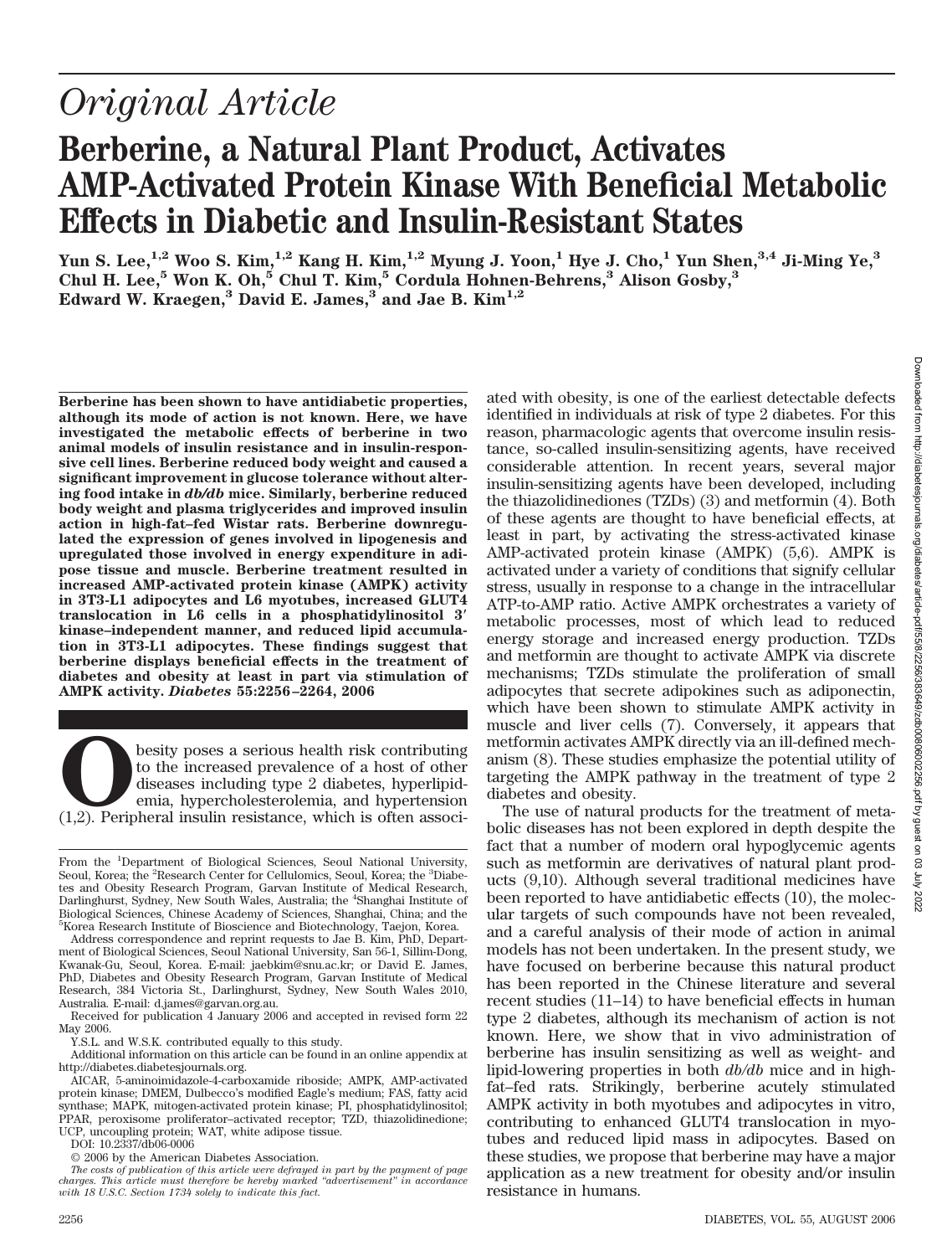# Original Article

# Berberine, a Natural Plant Product, Activates AMP-Activated Protein Kinase With Beneficial Metabolic Effects in Diabetic and Insulin-Resistant States

**Yun S. Lee,[1,2] Woo S. Kim,[1,2] Kang H. Kim,[1,2] Myung J. Yoon,[1] Hye J. Cho,[1] Yun Shen,[3,4] Ji-Ming Ye,[3] Chul H. Lee,[5] Won K. Oh,[5] Chul T. Kim,[5] Cordula Hohnen-Behrens,[3] Alison Gosby,[3] Edward W. Kraegen,[3] David E. James,[3] and Jae B. Kim[1,2]**

**Berberine has been shown to have antidiabetic properties, although its mode of action is not known. Here, we have investigated the metabolic effects of berberine in two animal models of insulin resistance and in insulin-responsive cell lines. Berberine reduced body weight and caused a significant improvement in glucose tolerance without altering food intake in *db/db* mice. Similarly, berberine reduced body weight and plasma triglycerides and improved insulin action in high-fat–fed Wistar rats. Berberine downregulated the expression of genes involved in lipogenesis and upregulated those involved in energy expenditure in adipose tissue and muscle. Berberine treatment resulted in increased AMP-activated protein kinase (AMPK) activity in 3T3-L1 adipocytes and L6 myotubes, increased GLUT4 translocation in L6 cells in a phosphatidylinositol 3′ kinase–independent manner, and reduced lipid accumulation in 3T3-L1 adipocytes. These findings suggest that berberine displays beneficial effects in the treatment of diabetes and obesity at least in part via stimulation of AMPK activity.** *Diabetes* **55:2256–2264, 2006**

Obesity poses a serious health risk contributing to the increased prevalence of a host of other diseases including type 2 diabetes, hyperlipidemia, hypercholesterolemia, and hypertension (1,2). Peripheral insulin resistance, which is often associated with obesity, is one of the earliest detectable defects identified in individuals at risk of type 2 diabetes. For this reason, pharmacologic agents that overcome insulin resistance, so-called insulin-sensitizing agents, have received considerable attention. In recent years, several major insulin-sensitizing agents have been developed, including the thiazolidinediones (TZDs) (3) and metformin (4). Both of these agents are thought to have beneficial effects, at least in part, by activating the stress-activated kinase AMP-activated protein kinase (AMPK) (5,6). AMPK is activated under a variety of conditions that signify cellular stress, usually in response to a change in the intracellular ATP-to-AMP ratio. Active AMPK orchestrates a variety of metabolic processes, most of which lead to reduced energy storage and increased energy production. TZDs and metformin are thought to activate AMPK via discrete mechanisms; TZDs stimulate the proliferation of small adipocytes that secrete adipokines such as adiponectin, which have been shown to stimulate AMPK activity in muscle and liver cells (7). Conversely, it appears that metformin activates AMPK directly via an ill-defined mechanism (8). These studies emphasize the potential utility of targeting the AMPK pathway in the treatment of type 2 diabetes and obesity.

The use of natural products for the treatment of metabolic diseases has not been explored in depth despite the fact that a number of modern oral hypoglycemic agents such as metformin are derivatives of natural plant products (9,10). Although several traditional medicines have been reported to have antidiabetic effects (10), the molecular targets of such compounds have not been revealed, and a careful analysis of their mode of action in animal models has not been undertaken. In the present study, we have focused on berberine because this natural product has been reported in the Chinese literature and several recent studies (11–14) to have beneficial effects in human type 2 diabetes, although its mechanism of action is not known. Here, we show that in vivo administration of berberine has insulin sensitizing as well as weight- and lipid-lowering properties in both *db/db* mice and in high-fat–fed rats. Strikingly, berberine acutely stimulated AMPK activity in both myotubes and adipocytes in vitro, contributing to enhanced GLUT4 translocation in myotubes and reduced lipid mass in adipocytes. Based on these studies, we propose that berberine may have a major application as a new treatment for obesity and/or insulin resistance in humans.

From the [1]Department of Biological Sciences, Seoul National University, Seoul, Korea; the [2]Research Center for Cellulomics, Seoul, Korea; the [3]Diabetes and Obesity Research Program, Garvan Institute of Medical Research, Darlinghurst, Sydney, New South Wales, Australia; the [4]Shanghai Institute of Biological Sciences, Chinese Academy of Sciences, Shanghai, China; and the [5]Korea Research Institute of Bioscience and Biotechnology, Taejon, Korea.

Address correspondence and reprint requests to Jae B. Kim, PhD, Department of Biological Sciences, Seoul National University, San 56-1, Sillim-Dong, Kwanak-Gu, Seoul, Korea. E-mail: jaebkim@snu.ac.kr; or David E. James, PhD, Diabetes and Obesity Research Program, Garvan Institute of Medical Research, 384 Victoria St., Darlinghurst, Sydney, New South Wales 2010, Australia. E-mail: d.james@garvan.org.au.

Received for publication 4 January 2006 and accepted in revised form 22 May 2006.

Y.S.L. and W.S.K. contributed equally to this study.

Additional information on this article can be found in an online appendix at http://diabetes.diabetesjournals.org.

AICAR, 5-aminoimidazole-4-carboxamide riboside; AMPK, AMP-activated protein kinase; DMEM, Dulbecco's modified Eagle's medium; FAS, fatty acid synthase; MAPK, mitogen-activated protein kinase; PI, phosphatidylinositol; PPAR, peroxisome proliferator–activated receptor; TZD, thiazolidinedione; UCP, uncoupling protein; WAT, white adipose tissue.

DOI: 10.2337/db06-0006

© 2006 by the American Diabetes Association.

*The costs of publication of this article were defrayed in part by the payment of page charges. This article must therefore be hereby marked "advertisement" in accordance with 18 U.S.C. Section 1734 solely to indicate this fact.*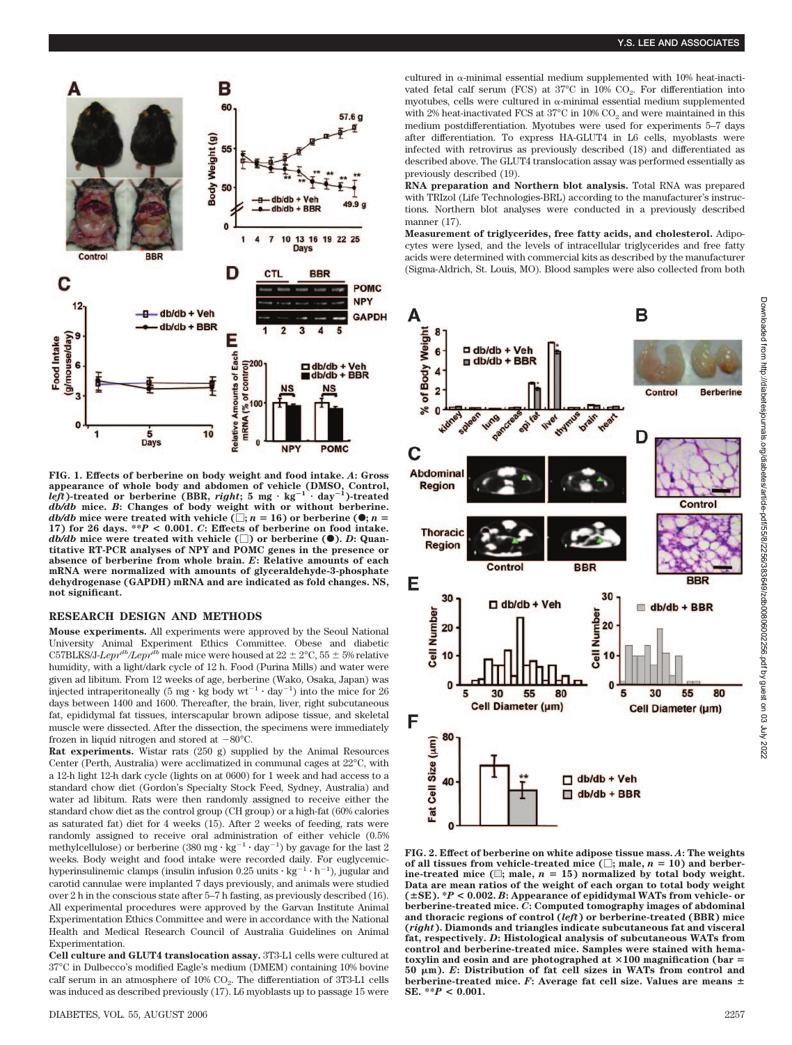**FIG. 1. Effects of berberine on body weight and food intake. *A*: Gross appearance of whole body and abdomen of vehicle (DMSO, Control, *left*)-treated or berberine (BBR, *right*; 5 mg · kg$^{-1}$ · day$^{-1}$)-treated *db/db* mice. *B*: Changes of body weight with or without berberine. *db/db* mice were treated with vehicle (□; *n* = 16) or berberine (●; *n* = 17) for 26 days. \*\**P* < 0.001. *C*: Effects of berberine on food intake. *db/db* mice were treated with vehicle (□) or berberine (●). *D*: Quantitative RT-PCR analyses of NPY and POMC genes in the presence or absence of berberine from whole brain. *E*: Relative amounts of each mRNA were normalized with amounts of glyceraldehyde-3-phosphate dehydrogenase (GAPDH) mRNA and are indicated as fold changes. NS, not significant.**

## RESEARCH DESIGN AND METHODS

**Mouse experiments.** All experiments were approved by the Seoul National University Animal Experiment Ethics Committee. Obese and diabetic C57BLKS/J-$Lepr^{db}$/$Lepr^{db}$ male mice were housed at 22 ± 2°C, 55 ± 5% relative humidity, with a light/dark cycle of 12 h. Food (Purina Mills) and water were given ad libitum. From 12 weeks of age, berberine (Wako, Osaka, Japan) was injected intraperitoneally (5 mg · kg body wt$^{-1}$ · day$^{-1}$) into the mice for 26 days between 1400 and 1600. Thereafter, the brain, liver, right subcutaneous fat, epididymal fat tissues, interscapular brown adipose tissue, and skeletal muscle were dissected. After the dissection, the specimens were immediately frozen in liquid nitrogen and stored at −80°C.

**Rat experiments.** Wistar rats (250 g) supplied by the Animal Resources Center (Perth, Australia) were acclimatized in communal cages at 22°C, with a 12-h light 12-h dark cycle (lights on at 0600) for 1 week and had access to a standard chow diet (Gordon's Specialty Stock Feed, Sydney, Australia) and water ad libitum. Rats were then randomly assigned to receive either the standard chow diet as the control group (CH group) or a high-fat (60% calories as saturated fat) diet for 4 weeks (15). After 2 weeks of feeding, rats were randomly assigned to receive oral administration of either vehicle (0.5% methylcellulose) or berberine (380 mg · kg$^{-1}$ · day$^{-1}$) by gavage for the last 2 weeks. Body weight and food intake were recorded daily. For euglycemic-hyperinsulinemic clamps (insulin infusion 0.25 units · kg$^{-1}$ · h$^{-1}$), jugular and carotid cannulae were implanted 7 days previously, and animals were studied over 2 h in the conscious state after 5–7 h fasting, as previously described (16). All experimental procedures were approved by the Garvan Institute Animal Experimentation Ethics Committee and were in accordance with the National Health and Medical Research Council of Australia Guidelines on Animal Experimentation.

**Cell culture and GLUT4 translocation assay.** 3T3-L1 cells were cultured at 37°C in Dulbecco's modified Eagle's medium (DMEM) containing 10% bovine calf serum in an atmosphere of 10% $CO_2$. The differentiation of 3T3-L1 cells was induced as described previously (17). L6 myoblasts up to passage 15 were cultured in α-minimal essential medium supplemented with 10% heat-inactivated fetal calf serum (FCS) at 37°C in 10% $CO_2$. For differentiation into myotubes, cells were cultured in α-minimal essential medium supplemented with 2% heat-inactivated FCS at 37°C in 10% $CO_2$ and were maintained in this medium postdifferentiation. Myotubes were used for experiments 5–7 days after differentiation. To express HA-GLUT4 in L6 cells, myoblasts were infected with retrovirus as previously described (18) and differentiated as described above. The GLUT4 translocation assay was performed essentially as previously described (19).

**RNA preparation and Northern blot analysis.** Total RNA was prepared with TRIzol (Life Technologies-BRL) according to the manufacturer's instructions. Northern blot analyses were conducted in a previously described manner (17).

**Measurement of triglycerides, free fatty acids, and cholesterol.** Adipocytes were lysed, and the levels of intracellular triglycerides and free fatty acids were determined with commercial kits as described by the manufacturer (Sigma-Aldrich, St. Louis, MO). Blood samples were also collected from both

**FIG. 2. Effect of berberine on white adipose tissue mass. *A*: The weights of all tissues from vehicle-treated mice (□; male, *n* = 10) and berberine-treated mice (▨; male, *n* = 15) normalized by total body weight. Data are mean ratios of the weight of each organ to total body weight (±SE). \**P* < 0.002. *B*: Appearance of epididymal WATs from vehicle- or berberine-treated mice. *C*: Computed tomography images of abdominal and thoracic regions of control (*left*) or berberine-treated (BBR) mice (*right*). Diamonds and triangles indicate subcutaneous fat and visceral fat, respectively. *D*: Histological analysis of subcutaneous WATs from control and berberine-treated mice. Samples were stained with hematoxylin and eosin and are photographed at ×100 magnification (bar = 50 μm). *E*: Distribution of fat cell sizes in WATs from control and berberine-treated mice. *F*: Average fat cell size. Values are means ± SE. \*\**P* < 0.001.**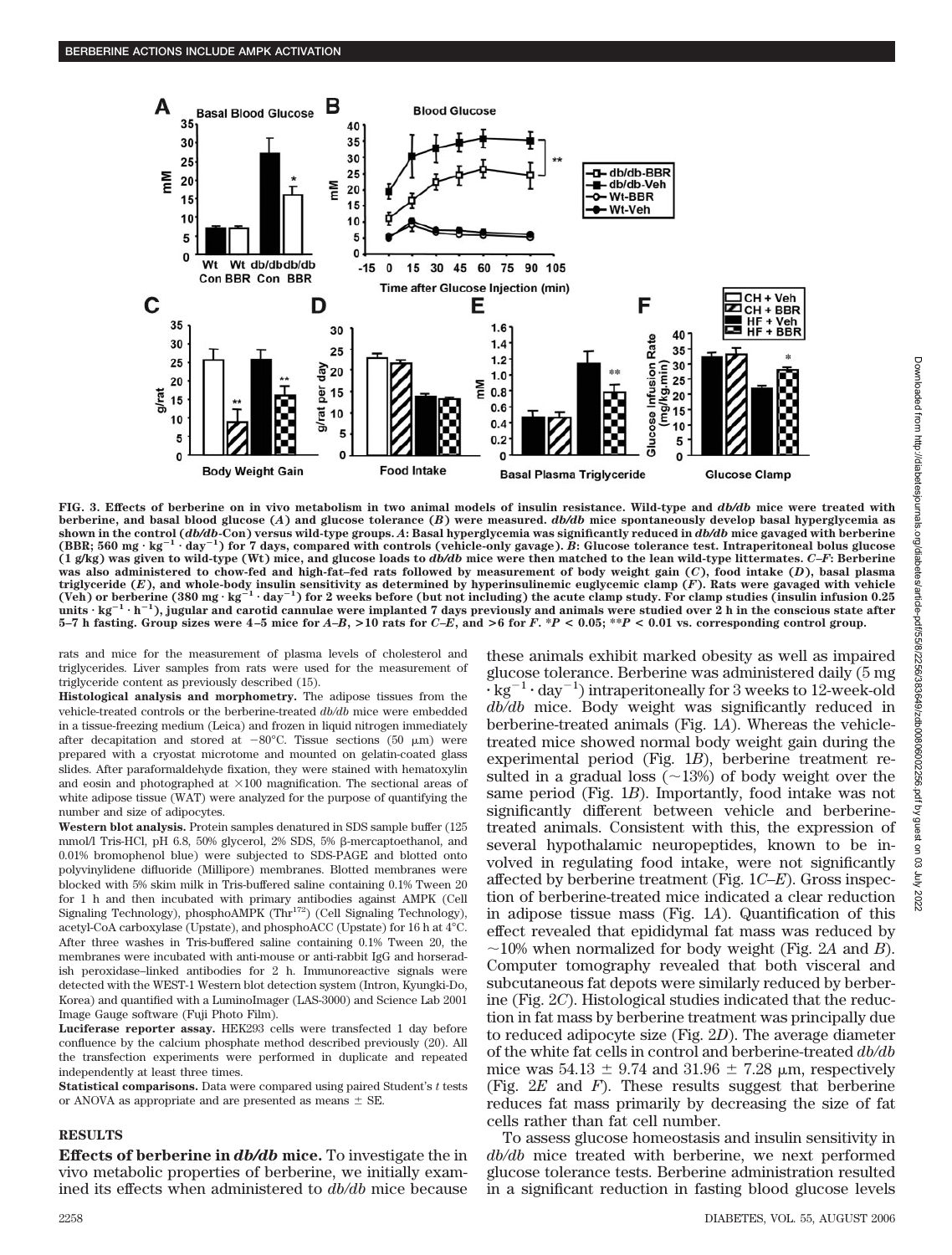FIG. 3. **Effects of berberine on in vivo metabolism in two animal models of insulin resistance. Wild-type and *db/db* mice were treated with berberine, and basal blood glucose (*A*) and glucose tolerance (*B*) were measured. *db/db* mice spontaneously develop basal hyperglycemia as shown in the control (*db/db*-Con) versus wild-type groups. *A*: Basal hyperglycemia was significantly reduced in *db/db* mice gavaged with berberine (BBR; 560 mg · kg$^{-1}$ · day$^{-1}$) for 7 days, compared with controls (vehicle-only gavage). *B*: Glucose tolerance test. Intraperitoneal bolus glucose (1 g/kg) was given to wild-type (Wt) mice, and glucose loads to *db/db* mice were then matched to the lean wild-type littermates. *C–F*: Berberine was also administered to chow-fed and high-fat–fed rats followed by measurement of body weight gain (*C*), food intake (*D*), basal plasma triglyceride (*E*), and whole-body insulin sensitivity as determined by hyperinsulinemic euglycemic clamp (*F*). Rats were gavaged with vehicle (Veh) or berberine (380 mg · kg$^{-1}$ · day$^{-1}$) for 2 weeks before (but not including) the acute clamp study. For clamp studies (insulin infusion 0.25 units · kg$^{-1}$ · h$^{-1}$), jugular and carotid cannulae were implanted 7 days previously and animals were studied over 2 h in the conscious state after 5–7 h fasting. Group sizes were 4–5 mice for *A–B*, >10 rats for *C–E*, and >6 for *F*. \*$P$ < 0.05; \*\*$P$ < 0.01 vs. corresponding control group.**

rats and mice for the measurement of plasma levels of cholesterol and triglycerides. Liver samples from rats were used for the measurement of triglyceride content as previously described (15).

**Histological analysis and morphometry.** The adipose tissues from the vehicle-treated controls or the berberine-treated *db/db* mice were embedded in a tissue-freezing medium (Leica) and frozen in liquid nitrogen immediately after decapitation and stored at −80°C. Tissue sections (50 μm) were prepared with a cryostat microtome and mounted on gelatin-coated glass slides. After paraformaldehyde fixation, they were stained with hematoxylin and eosin and photographed at ×100 magnification. The sectional areas of white adipose tissue (WAT) were analyzed for the purpose of quantifying the number and size of adipocytes.

**Western blot analysis.** Protein samples denatured in SDS sample buffer (125 mmol/l Tris-HCl, pH 6.8, 50% glycerol, 2% SDS, 5% β-mercaptoethanol, and 0.01% bromophenol blue) were subjected to SDS-PAGE and blotted onto polyvinylidene difluoride (Millipore) membranes. Blotted membranes were blocked with 5% skim milk in Tris-buffered saline containing 0.1% Tween 20 for 1 h and then incubated with primary antibodies against AMPK (Cell Signaling Technology), phosphoAMPK (Thr[172]) (Cell Signaling Technology), acetyl-CoA carboxylase (Upstate), and phosphoACC (Upstate) for 16 h at 4°C. After three washes in Tris-buffered saline containing 0.1% Tween 20, the membranes were incubated with anti-mouse or anti-rabbit IgG and horseradish peroxidase–linked antibodies for 2 h. Immunoreactive signals were detected with the WEST-1 Western blot detection system (Intron, Kyungki-Do, Korea) and quantified with a LuminoImager (LAS-3000) and Science Lab 2001 Image Gauge software (Fuji Photo Film).

**Luciferase reporter assay.** HEK293 cells were transfected 1 day before confluence by the calcium phosphate method described previously (20). All the transfection experiments were performed in duplicate and repeated independently at least three times.

**Statistical comparisons.** Data were compared using paired Student's *t* tests or ANOVA as appropriate and are presented as means ± SE.

## RESULTS

**Effects of berberine in *db/db* mice.** To investigate the in vivo metabolic properties of berberine, we initially examined its effects when administered to *db/db* mice because these animals exhibit marked obesity as well as impaired glucose tolerance. Berberine was administered daily (5 mg · kg$^{-1}$ · day$^{-1}$) intraperitoneally for 3 weeks to 12-week-old *db/db* mice. Body weight was significantly reduced in berberine-treated animals (Fig. 1*A*). Whereas the vehicle-treated mice showed normal body weight gain during the experimental period (Fig. 1*B*), berberine treatment resulted in a gradual loss (~13%) of body weight over the same period (Fig. 1*B*). Importantly, food intake was not significantly different between vehicle and berberine-treated animals. Consistent with this, the expression of several hypothalamic neuropeptides, known to be involved in regulating food intake, were not significantly affected by berberine treatment (Fig. 1*C–E*). Gross inspection of berberine-treated mice indicated a clear reduction in adipose tissue mass (Fig. 1*A*). Quantification of this effect revealed that epididymal fat mass was reduced by ~10% when normalized for body weight (Fig. 2*A* and *B*). Computer tomography revealed that both visceral and subcutaneous fat depots were similarly reduced by berberine (Fig. 2*C*). Histological studies indicated that the reduction in fat mass by berberine treatment was principally due to reduced adipocyte size (Fig. 2*D*). The average diameter of the white fat cells in control and berberine-treated *db/db* mice was 54.13 ± 9.74 and 31.96 ± 7.28 μm, respectively (Fig. 2*E* and *F*). These results suggest that berberine reduces fat mass primarily by decreasing the size of fat cells rather than fat cell number.

To assess glucose homeostasis and insulin sensitivity in *db/db* mice treated with berberine, we next performed glucose tolerance tests. Berberine administration resulted in a significant reduction in fasting blood glucose levels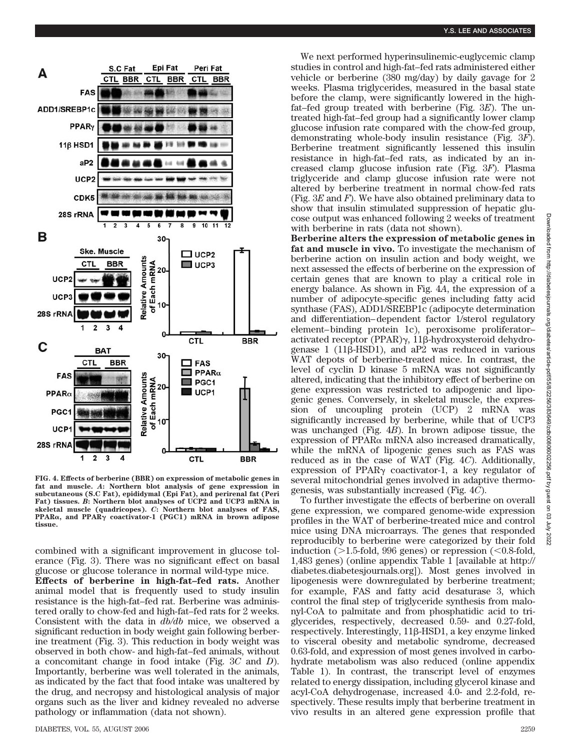FIG. 4. **Effects of berberine (BBR) on expression of metabolic genes in fat and muscle.** ***A*****: Northern blot analysis of gene expression in subcutaneous (S.C Fat), epididymal (Epi Fat), and perirenal fat (Peri Fat) tissues.** ***B*****: Northern blot analyses of UCP2 and UCP3 mRNA in skeletal muscle (quadricopes).** ***C*****: Northern blot analyses of FAS, PPARα, and PPARγ coactivator-1 (PGC1) mRNA in brown adipose tissue.**

combined with a significant improvement in glucose tolerance (Fig. 3). There was no significant effect on basal glucose or glucose tolerance in normal wild-type mice.

**Effects of berberine in high-fat–fed rats.** Another animal model that is frequently used to study insulin resistance is the high-fat–fed rat. Berberine was administered orally to chow-fed and high-fat–fed rats for 2 weeks. Consistent with the data in *db/db* mice, we observed a significant reduction in body weight gain following berberine treatment (Fig. 3). This reduction in body weight was observed in both chow- and high-fat–fed animals, without a concomitant change in food intake (Fig. 3*C* and *D*). Importantly, berberine was well tolerated in the animals, as indicated by the fact that food intake was unaltered by the drug, and necropsy and histological analysis of major organs such as the liver and kidney revealed no adverse pathology or inflammation (data not shown).

We next performed hyperinsulinemic-euglycemic clamp studies in control and high-fat–fed rats administered either vehicle or berberine (380 mg/day) by daily gavage for 2 weeks. Plasma triglycerides, measured in the basal state before the clamp, were significantly lowered in the high-fat–fed group treated with berberine (Fig. 3*E*). The untreated high-fat–fed group had a significantly lower clamp glucose infusion rate compared with the chow-fed group, demonstrating whole-body insulin resistance (Fig. 3*F*). Berberine treatment significantly lessened this insulin resistance in high-fat–fed rats, as indicated by an increased clamp glucose infusion rate (Fig. 3*F*). Plasma triglyceride and clamp glucose infusion rate were not altered by berberine treatment in normal chow-fed rats (Fig. 3*E* and *F*). We have also obtained preliminary data to show that insulin stimulated suppression of hepatic glucose output was enhanced following 2 weeks of treatment with berberine in rats (data not shown).

**Berberine alters the expression of metabolic genes in fat and muscle in vivo.** To investigate the mechanism of berberine action on insulin action and body weight, we next assessed the effects of berberine on the expression of certain genes that are known to play a critical role in energy balance. As shown in Fig. 4*A*, the expression of a number of adipocyte-specific genes including fatty acid synthase (FAS), ADD1/SREBP1c (adipocyte determination and differentiation–dependent factor 1/sterol regulatory element–binding protein 1c), peroxisome proliferator–activated receptor (PPAR)γ, 11β-hydroxysteroid dehydrogenase 1 (11β-HSD1), and aP2 was reduced in various WAT depots of berberine-treated mice. In contrast, the level of cyclin D kinase 5 mRNA was not significantly altered, indicating that the inhibitory effect of berberine on gene expression was restricted to adipogenic and lipogenic genes. Conversely, in skeletal muscle, the expression of uncoupling protein (UCP) 2 mRNA was significantly increased by berberine, while that of UCP3 was unchanged (Fig. 4*B*). In brown adipose tissue, the expression of PPARα mRNA also increased dramatically, while the mRNA of lipogenic genes such as FAS was reduced as in the case of WAT (Fig. 4*C*). Additionally, expression of PPARγ coactivator-1, a key regulator of several mitochondrial genes involved in adaptive thermogenesis, was substantially increased (Fig. 4*C*).

To further investigate the effects of berberine on overall gene expression, we compared genome-wide expression profiles in the WAT of berberine-treated mice and control mice using DNA microarrays. The genes that responded reproducibly to berberine were categorized by their fold induction (>1.5-fold, 996 genes) or repression (<0.8-fold, 1,483 genes) (online appendix Table 1 [available at http://diabetes.diabetesjournals.org]). Most genes involved in lipogenesis were downregulated by berberine treatment; for example, FAS and fatty acid desaturase 3, which control the final step of triglyceride synthesis from malonyl-CoA to palmitate and from phosphatidic acid to triglycerides, respectively, decreased 0.59- and 0.27-fold, respectively. Interestingly, 11β-HSD1, a key enzyme linked to visceral obesity and metabolic syndrome, decreased 0.63-fold, and expression of most genes involved in carbohydrate metabolism was also reduced (online appendix Table 1). In contrast, the transcript level of enzymes related to energy dissipation, including glycerol kinase and acyl-CoA dehydrogenase, increased 4.0- and 2.2-fold, respectively. These results imply that berberine treatment in vivo results in an altered gene expression profile that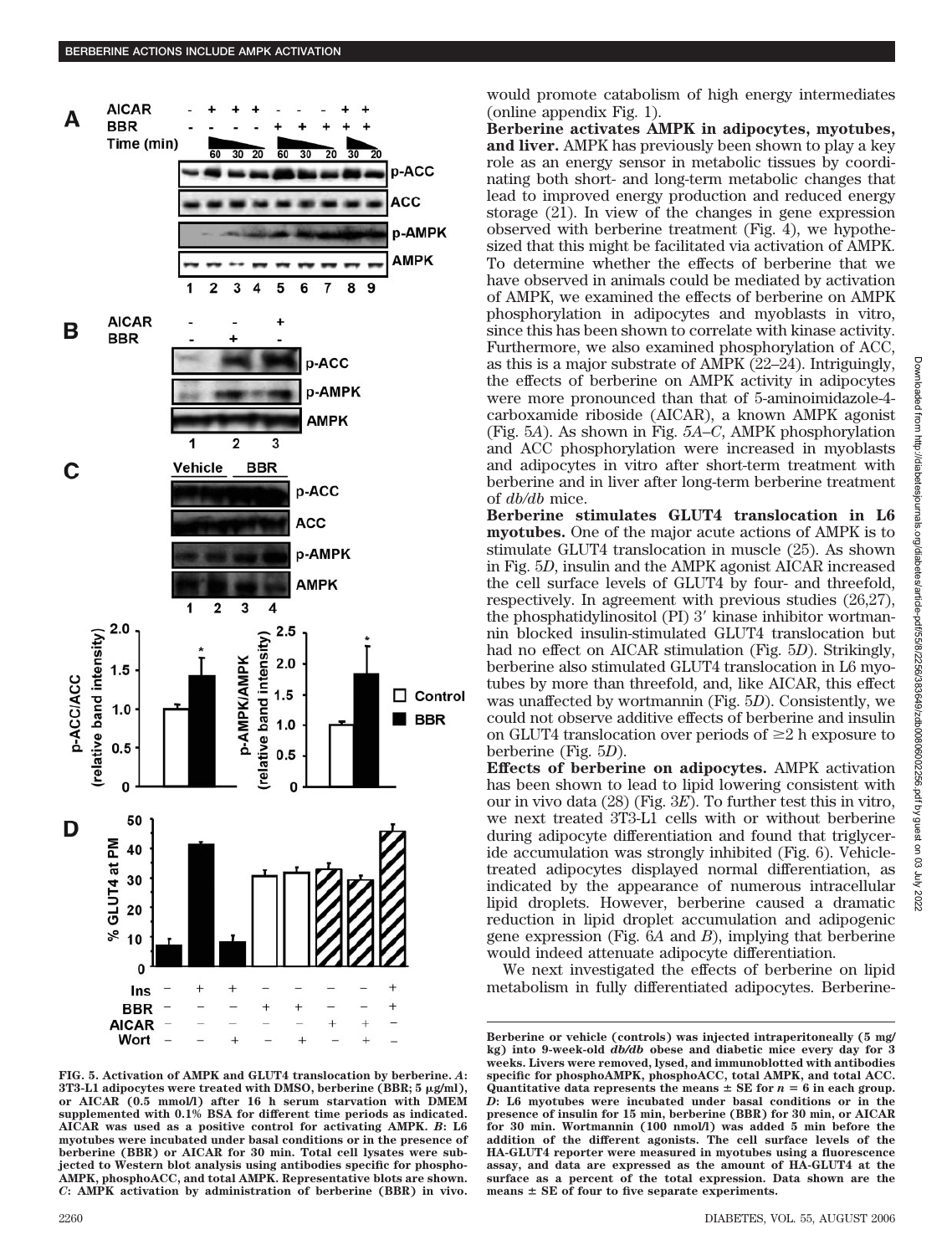would promote catabolism of high energy intermediates (online appendix Fig. 1).

**Berberine activates AMPK in adipocytes, myotubes, and liver.** AMPK has previously been shown to play a key role as an energy sensor in metabolic tissues by coordinating both short- and long-term metabolic changes that lead to improved energy production and reduced energy storage (21). In view of the changes in gene expression observed with berberine treatment (Fig. 4), we hypothesized that this might be facilitated via activation of AMPK. To determine whether the effects of berberine that we have observed in animals could be mediated by activation of AMPK, we examined the effects of berberine on AMPK phosphorylation in adipocytes and myoblasts in vitro, since this has been shown to correlate with kinase activity. Furthermore, we also examined phosphorylation of ACC, as this is a major substrate of AMPK (22–24). Intriguingly, the effects of berberine on AMPK activity in adipocytes were more pronounced than that of 5-aminoimidazole-4-carboxamide riboside (AICAR), a known AMPK agonist (Fig. 5*A*). As shown in Fig. 5*A–C*, AMPK phosphorylation and ACC phosphorylation were increased in myoblasts and adipocytes in vitro after short-term treatment with berberine and in liver after long-term berberine treatment of *db/db* mice.

**Berberine stimulates GLUT4 translocation in L6 myotubes.** One of the major acute actions of AMPK is to stimulate GLUT4 translocation in muscle (25). As shown in Fig. 5*D*, insulin and the AMPK agonist AICAR increased the cell surface levels of GLUT4 by four- and threefold, respectively. In agreement with previous studies (26,27), the phosphatidylinositol (PI) 3′ kinase inhibitor wortmannin blocked insulin-stimulated GLUT4 translocation but had no effect on AICAR stimulation (Fig. 5*D*). Strikingly, berberine also stimulated GLUT4 translocation in L6 myotubes by more than threefold, and, like AICAR, this effect was unaffected by wortmannin (Fig. 5*D*). Consistently, we could not observe additive effects of berberine and insulin on GLUT4 translocation over periods of ≥2 h exposure to berberine (Fig. 5*D*).

**Effects of berberine on adipocytes.** AMPK activation has been shown to lead to lipid lowering consistent with our in vivo data (28) (Fig. 3*E*). To further test this in vitro, we next treated 3T3-L1 cells with or without berberine during adipocyte differentiation and found that triglyceride accumulation was strongly inhibited (Fig. 6). Vehicle-treated adipocytes displayed normal differentiation, as indicated by the appearance of numerous intracellular lipid droplets. However, berberine caused a dramatic reduction in lipid droplet accumulation and adipogenic gene expression (Fig. 6*A* and *B*), implying that berberine would indeed attenuate adipocyte differentiation.

We next investigated the effects of berberine on lipid metabolism in fully differentiated adipocytes. Berberine-

**FIG. 5. Activation of AMPK and GLUT4 translocation by berberine.** ***A*: 3T3-L1 adipocytes were treated with DMSO, berberine (BBR; 5 μg/ml), or AICAR (0.5 mmol/l) after 16 h serum starvation with DMEM supplemented with 0.1% BSA for different time periods as indicated. AICAR was used as a positive control for activating AMPK. *B*: L6 myotubes were incubated under basal conditions or in the presence of berberine (BBR) or AICAR for 30 min. Total cell lysates were subjected to Western blot analysis using antibodies specific for phospho-AMPK, phosphoACC, and total AMPK. Representative blots are shown. *C*: AMPK activation by administration of berberine (BBR) in vivo. Berberine or vehicle (controls) was injected intraperitoneally (5 mg/kg) into 9-week-old *db/db* obese and diabetic mice every day for 3 weeks. Livers were removed, lysed, and immunoblotted with antibodies specific for phosphoAMPK, phosphoACC, total AMPK, and total ACC. Quantitative data represents the means ± SE for *n* = 6 in each group. *D*: L6 myotubes were incubated under basal conditions or in the presence of insulin for 15 min, berberine (BBR) for 30 min, or AICAR for 30 min. Wortmannin (100 nmol/l) was added 5 min before the addition of the different agonists. The cell surface levels of the HA-GLUT4 reporter were measured in myotubes using a fluorescence assay, and data are expressed as the amount of HA-GLUT4 at the surface as a percent of the total expression. Data shown are the means ± SE of four to five separate experiments.**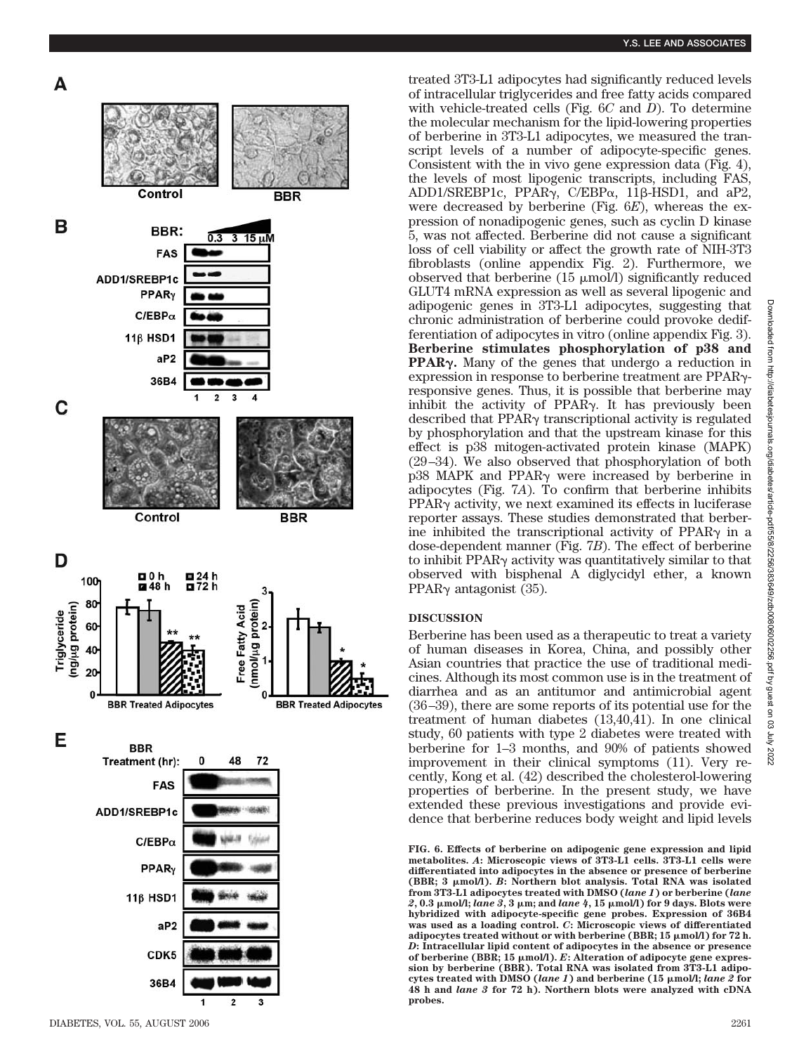treated 3T3-L1 adipocytes had significantly reduced levels of intracellular triglycerides and free fatty acids compared with vehicle-treated cells (Fig. 6*C* and *D*). To determine the molecular mechanism for the lipid-lowering properties of berberine in 3T3-L1 adipocytes, we measured the transcript levels of a number of adipocyte-specific genes. Consistent with the in vivo gene expression data (Fig. 4), the levels of most lipogenic transcripts, including FAS, ADD1/SREBP1c, PPARγ, C/EBPα, 11β-HSD1, and aP2, were decreased by berberine (Fig. 6*E*), whereas the expression of nonadipogenic genes, such as cyclin D kinase 5, was not affected. Berberine did not cause a significant loss of cell viability or affect the growth rate of NIH-3T3 fibroblasts (online appendix Fig. 2). Furthermore, we observed that berberine (15 μmol/l) significantly reduced GLUT4 mRNA expression as well as several lipogenic and adipogenic genes in 3T3-L1 adipocytes, suggesting that chronic administration of berberine could provoke dedifferentiation of adipocytes in vitro (online appendix Fig. 3).

**Berberine stimulates phosphorylation of p38 and PPARγ.** Many of the genes that undergo a reduction in expression in response to berberine treatment are PPARγ-responsive genes. Thus, it is possible that berberine may inhibit the activity of PPARγ. It has previously been described that PPARγ transcriptional activity is regulated by phosphorylation and that the upstream kinase for this effect is p38 mitogen-activated protein kinase (MAPK) (29–34). We also observed that phosphorylation of both p38 MAPK and PPARγ were increased by berberine in adipocytes (Fig. 7*A*). To confirm that berberine inhibits PPARγ activity, we next examined its effects in luciferase reporter assays. These studies demonstrated that berberine inhibited the transcriptional activity of PPARγ in a dose-dependent manner (Fig. 7*B*). The effect of berberine to inhibit PPARγ activity was quantitatively similar to that observed with bisphenal A diglycidyl ether, a known PPARγ antagonist (35).

## DISCUSSION

Berberine has been used as a therapeutic to treat a variety of human diseases in Korea, China, and possibly other Asian countries that practice the use of traditional medicines. Although its most common use is in the treatment of diarrhea and as an antitumor and antimicrobial agent (36–39), there are some reports of its potential use for the treatment of human diabetes (13,40,41). In one clinical study, 60 patients with type 2 diabetes were treated with berberine for 1–3 months, and 90% of patients showed improvement in their clinical symptoms (11). Very recently, Kong et al. (42) described the cholesterol-lowering properties of berberine. In the present study, we have extended these previous investigations and provide evidence that berberine reduces body weight and lipid levels

**FIG. 6. Effects of berberine on adipogenic gene expression and lipid metabolites.** ***A*: Microscopic views of 3T3-L1 cells. 3T3-L1 cells were differentiated into adipocytes in the absence or presence of berberine (BBR; 3 μmol/l).** ***B*: Northern blot analysis. Total RNA was isolated from 3T3-L1 adipocytes treated with DMSO (*lane 1*) or berberine (*lane 2*, 0.3 μmol/l; *lane 3*, 3 μm; and *lane 4*, 15 μmol/l) for 9 days. Blots were hybridized with adipocyte-specific gene probes. Expression of 36B4 was used as a loading control.** ***C*: Microscopic views of differentiated adipocytes treated without or with berberine (BBR; 15 μmol/l) for 72 h.** ***D*: Intracellular lipid content of adipocytes in the absence or presence of berberine (BBR; 15 μmol/l).** ***E*: Alteration of adipocyte gene expression by berberine (BBR). Total RNA was isolated from 3T3-L1 adipocytes treated with DMSO (*lane 1*) and berberine (15 μmol/l; *lane 2* for 48 h and *lane 3* for 72 h). Northern blots were analyzed with cDNA probes.**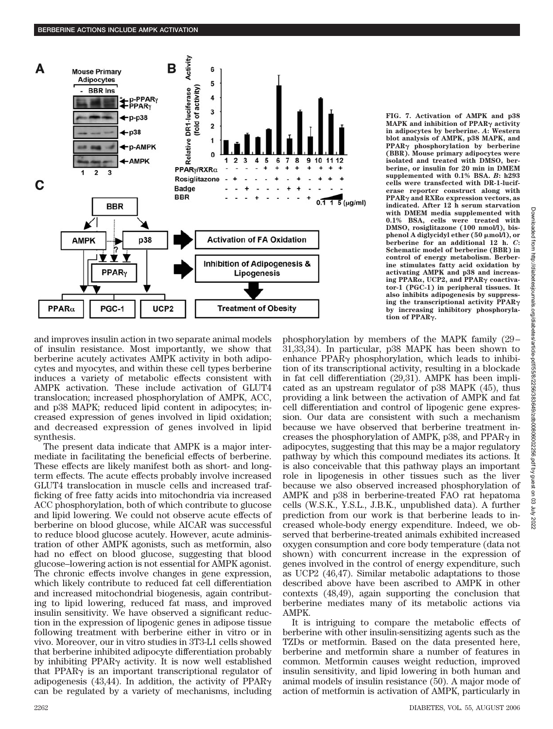FIG. 7. Activation of AMPK and p38 MAPK and inhibition of PPARγ activity in adipocytes by berberine. *A*: Western blot analysis of AMPK, p38 MAPK, and PPARγ phosphorylation by berberine (BBR). Mouse primary adipocytes were isolated and treated with DMSO, berberine, or insulin for 20 min in DMEM supplemented with 0.1% BSA. *B*: h293 cells were transfected with DR-1-luciferase reporter construct along with PPARγ and RXRα expression vectors, as indicated. After 12 h serum starvation with DMEM media supplemented with 0.1% BSA, cells were treated with DMSO, rosiglitazone (100 nmol/l), bisphenol A diglycidyl ether (50 μmol/l), or berberine for an additional 12 h. *C*: Schematic model of berberine (BBR) in control of energy metabolism. Berberine stimulates fatty acid oxidation by activating AMPK and p38 and increasing PPARα, UCP2, and PPARγ coactivator-1 (PGC-1) in peripheral tissues. It also inhibits adipogenesis by suppressing the transcriptional activity PPARγ by increasing inhibitory phosphorylation of PPARγ.

and improves insulin action in two separate animal models of insulin resistance. Most importantly, we show that berberine acutely activates AMPK activity in both adipocytes and myocytes, and within these cell types berberine induces a variety of metabolic effects consistent with AMPK activation. These include activation of GLUT4 translocation; increased phosphorylation of AMPK, ACC, and p38 MAPK; reduced lipid content in adipocytes; increased expression of genes involved in lipid oxidation; and decreased expression of genes involved in lipid synthesis.

The present data indicate that AMPK is a major intermediate in facilitating the beneficial effects of berberine. These effects are likely manifest both as short- and long-term effects. The acute effects probably involve increased GLUT4 translocation in muscle cells and increased trafficking of free fatty acids into mitochondria via increased ACC phosphorylation, both of which contribute to glucose and lipid lowering. We could not observe acute effects of berberine on blood glucose, while AICAR was successful to reduce blood glucose acutely. However, acute administration of other AMPK agonists, such as metformin, also had no effect on blood glucose, suggesting that blood glucose–lowering action is not essential for AMPK agonist. The chronic effects involve changes in gene expression, which likely contribute to reduced fat cell differentiation and increased mitochondrial biogenesis, again contributing to lipid lowering, reduced fat mass, and improved insulin sensitivity. We have observed a significant reduction in the expression of lipogenic genes in adipose tissue following treatment with berberine either in vitro or in vivo. Moreover, our in vitro studies in 3T3-L1 cells showed that berberine inhibited adipocyte differentiation probably by inhibiting PPARγ activity. It is now well established that PPARγ is an important transcriptional regulator of adipogenesis (43,44). In addition, the activity of PPARγ can be regulated by a variety of mechanisms, including phosphorylation by members of the MAPK family (29–31,33,34). In particular, p38 MAPK has been shown to enhance PPARγ phosphorylation, which leads to inhibition of its transcriptional activity, resulting in a blockade in fat cell differentiation (29,31). AMPK has been implicated as an upstream regulator of p38 MAPK (45), thus providing a link between the activation of AMPK and fat cell differentiation and control of lipogenic gene expression. Our data are consistent with such a mechanism because we have observed that berberine treatment increases the phosphorylation of AMPK, p38, and PPARγ in adipocytes, suggesting that this may be a major regulatory pathway by which this compound mediates its actions. It is also conceivable that this pathway plays an important role in lipogenesis in other tissues such as the liver because we also observed increased phosphorylation of AMPK and p38 in berberine-treated FAO rat hepatoma cells (W.S.K., Y.S.L., J.B.K., unpublished data). A further prediction from our work is that berberine leads to increased whole-body energy expenditure. Indeed, we observed that berberine-treated animals exhibited increased oxygen consumption and core body temperature (data not shown) with concurrent increase in the expression of genes involved in the control of energy expenditure, such as UCP2 (46,47). Similar metabolic adaptations to those described above have been ascribed to AMPK in other contexts (48,49), again supporting the conclusion that berberine mediates many of its metabolic actions via AMPK.

It is intriguing to compare the metabolic effects of berberine with other insulin-sensitizing agents such as the TZDs or metformin. Based on the data presented here, berberine and metformin share a number of features in common. Metformin causes weight reduction, improved insulin sensitivity, and lipid lowering in both human and animal models of insulin resistance (50). A major mode of action of metformin is activation of AMPK, particularly in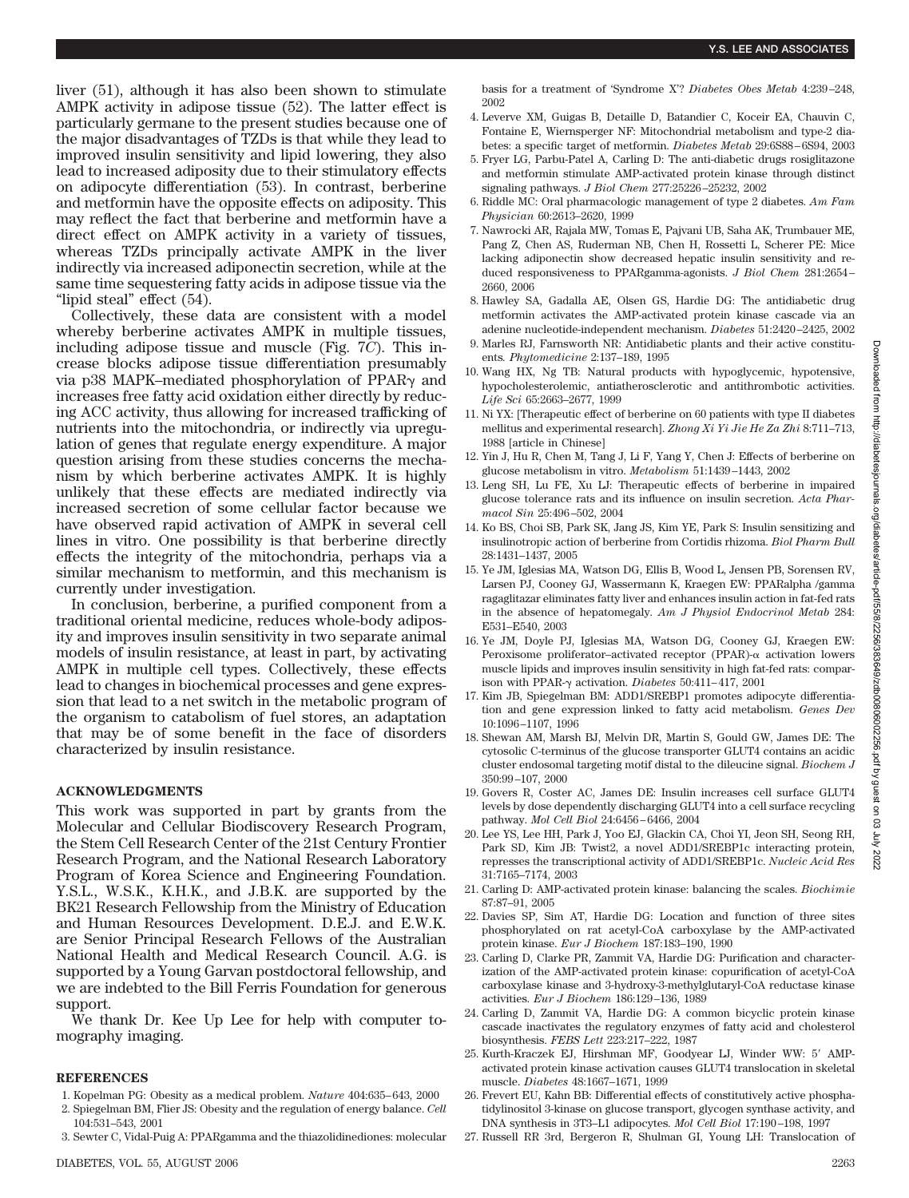liver (51), although it has also been shown to stimulate AMPK activity in adipose tissue (52). The latter effect is particularly germane to the present studies because one of the major disadvantages of TZDs is that while they lead to improved insulin sensitivity and lipid lowering, they also lead to increased adiposity due to their stimulatory effects on adipocyte differentiation (53). In contrast, berberine and metformin have the opposite effects on adiposity. This may reflect the fact that berberine and metformin have a direct effect on AMPK activity in a variety of tissues, whereas TZDs principally activate AMPK in the liver indirectly via increased adiponectin secretion, while at the same time sequestering fatty acids in adipose tissue via the "lipid steal" effect (54).

Collectively, these data are consistent with a model whereby berberine activates AMPK in multiple tissues, including adipose tissue and muscle (Fig. 7*C*). This increase blocks adipose tissue differentiation presumably via p38 MAPK–mediated phosphorylation of PPARγ and increases free fatty acid oxidation either directly by reducing ACC activity, thus allowing for increased trafficking of nutrients into the mitochondria, or indirectly via upregulation of genes that regulate energy expenditure. A major question arising from these studies concerns the mechanism by which berberine activates AMPK. It is highly unlikely that these effects are mediated indirectly via increased secretion of some cellular factor because we have observed rapid activation of AMPK in several cell lines in vitro. One possibility is that berberine directly effects the integrity of the mitochondria, perhaps via a similar mechanism to metformin, and this mechanism is currently under investigation.

In conclusion, berberine, a purified component from a traditional oriental medicine, reduces whole-body adiposity and improves insulin sensitivity in two separate animal models of insulin resistance, at least in part, by activating AMPK in multiple cell types. Collectively, these effects lead to changes in biochemical processes and gene expression that lead to a net switch in the metabolic program of the organism to catabolism of fuel stores, an adaptation that may be of some benefit in the face of disorders characterized by insulin resistance.

## ACKNOWLEDGMENTS

This work was supported in part by grants from the Molecular and Cellular Biodiscovery Research Program, the Stem Cell Research Center of the 21st Century Frontier Research Program, and the National Research Laboratory Program of Korea Science and Engineering Foundation. Y.S.L., W.S.K., K.H.K., and J.B.K. are supported by the BK21 Research Fellowship from the Ministry of Education and Human Resources Development. D.E.J. and E.W.K. are Senior Principal Research Fellows of the Australian National Health and Medical Research Council. A.G. is supported by a Young Garvan postdoctoral fellowship, and we are indebted to the Bill Ferris Foundation for generous support.

We thank Dr. Kee Up Lee for help with computer tomography imaging.

## REFERENCES

1. Kopelman PG: Obesity as a medical problem. *Nature* 404:635–643, 2000
2. Spiegelman BM, Flier JS: Obesity and the regulation of energy balance. *Cell* 104:531–543, 2001
3. Sewter C, Vidal-Puig A: PPARgamma and the thiazolidinediones: molecular basis for a treatment of 'Syndrome X'? *Diabetes Obes Metab* 4:239–248, 2002
4. Leverve XM, Guigas B, Detaille D, Batandier C, Koceir EA, Chauvin C, Fontaine E, Wiernsperger NF: Mitochondrial metabolism and type-2 diabetes: a specific target of metformin. *Diabetes Metab* 29:6S88–6S94, 2003
5. Fryer LG, Parbu-Patel A, Carling D: The anti-diabetic drugs rosiglitazone and metformin stimulate AMP-activated protein kinase through distinct signaling pathways. *J Biol Chem* 277:25226–25232, 2002
6. Riddle MC: Oral pharmacologic management of type 2 diabetes. *Am Fam Physician* 60:2613–2620, 1999
7. Nawrocki AR, Rajala MW, Tomas E, Pajvani UB, Saha AK, Trumbauer ME, Pang Z, Chen AS, Ruderman NB, Chen H, Rossetti L, Scherer PE: Mice lacking adiponectin show decreased hepatic insulin sensitivity and reduced responsiveness to PPARgamma-agonists. *J Biol Chem* 281:2654–2660, 2006
8. Hawley SA, Gadalla AE, Olsen GS, Hardie DG: The antidiabetic drug metformin activates the AMP-activated protein kinase cascade via an adenine nucleotide-independent mechanism. *Diabetes* 51:2420–2425, 2002
9. Marles RJ, Farnsworth NR: Antidiabetic plants and their active constituents. *Phytomedicine* 2:137–189, 1995
10. Wang HX, Ng TB: Natural products with hypoglycemic, hypotensive, hypocholesterolemic, antiatherosclerotic and antithrombotic activities. *Life Sci* 65:2663–2677, 1999
11. Ni YX: [Therapeutic effect of berberine on 60 patients with type II diabetes mellitus and experimental research]. *Zhong Xi Yi Jie He Za Zhi* 8:711–713, 1988 [article in Chinese]
12. Yin J, Hu R, Chen M, Tang J, Li F, Yang Y, Chen J: Effects of berberine on glucose metabolism in vitro. *Metabolism* 51:1439–1443, 2002
13. Leng SH, Lu FE, Xu LJ: Therapeutic effects of berberine in impaired glucose tolerance rats and its influence on insulin secretion. *Acta Pharmacol Sin* 25:496–502, 2004
14. Ko BS, Choi SB, Park SK, Jang JS, Kim YE, Park S: Insulin sensitizing and insulinotropic action of berberine from Cortidis rhizoma. *Biol Pharm Bull* 28:1431–1437, 2005
15. Ye JM, Iglesias MA, Watson DG, Ellis B, Wood L, Jensen PB, Sorensen RV, Larsen PJ, Cooney GJ, Wassermann K, Kraegen EW: PPARalpha /gamma ragaglitazar eliminates fatty liver and enhances insulin action in fat-fed rats in the absence of hepatomegaly. *Am J Physiol Endocrinol Metab* 284: E531–E540, 2003
16. Ye JM, Doyle PJ, Iglesias MA, Watson DG, Cooney GJ, Kraegen EW: Peroxisome proliferator–activated receptor (PPAR)-α activation lowers muscle lipids and improves insulin sensitivity in high fat-fed rats: comparison with PPAR-γ activation. *Diabetes* 50:411–417, 2001
17. Kim JB, Spiegelman BM: ADD1/SREBP1 promotes adipocyte differentiation and gene expression linked to fatty acid metabolism. *Genes Dev* 10:1096–1107, 1996
18. Shewan AM, Marsh BJ, Melvin DR, Martin S, Gould GW, James DE: The cytosolic C-terminus of the glucose transporter GLUT4 contains an acidic cluster endosomal targeting motif distal to the dileucine signal. *Biochem J* 350:99–107, 2000
19. Govers R, Coster AC, James DE: Insulin increases cell surface GLUT4 levels by dose dependently discharging GLUT4 into a cell surface recycling pathway. *Mol Cell Biol* 24:6456–6466, 2004
20. Lee YS, Lee HH, Park J, Yoo EJ, Glackin CA, Choi YI, Jeon SH, Seong RH, Park SD, Kim JB: Twist2, a novel ADD1/SREBP1c interacting protein, represses the transcriptional activity of ADD1/SREBP1c. *Nucleic Acid Res* 31:7165–7174, 2003
21. Carling D: AMP-activated protein kinase: balancing the scales. *Biochimie* 87:87–91, 2005
22. Davies SP, Sim AT, Hardie DG: Location and function of three sites phosphorylated on rat acetyl-CoA carboxylase by the AMP-activated protein kinase. *Eur J Biochem* 187:183–190, 1990
23. Carling D, Clarke PR, Zammit VA, Hardie DG: Purification and characterization of the AMP-activated protein kinase: copurification of acetyl-CoA carboxylase kinase and 3-hydroxy-3-methylglutaryl-CoA reductase kinase activities. *Eur J Biochem* 186:129–136, 1989
24. Carling D, Zammit VA, Hardie DG: A common bicyclic protein kinase cascade inactivates the regulatory enzymes of fatty acid and cholesterol biosynthesis. *FEBS Lett* 223:217–222, 1987
25. Kurth-Kraczek EJ, Hirshman MF, Goodyear LJ, Winder WW: 5′ AMP-activated protein kinase activation causes GLUT4 translocation in skeletal muscle. *Diabetes* 48:1667–1671, 1999
26. Frevert EU, Kahn BB: Differential effects of constitutively active phosphatidylinositol 3-kinase on glucose transport, glycogen synthase activity, and DNA synthesis in 3T3–L1 adipocytes. *Mol Cell Biol* 17:190–198, 1997
27. Russell RR 3rd, Bergeron R, Shulman GI, Young LH: Translocation of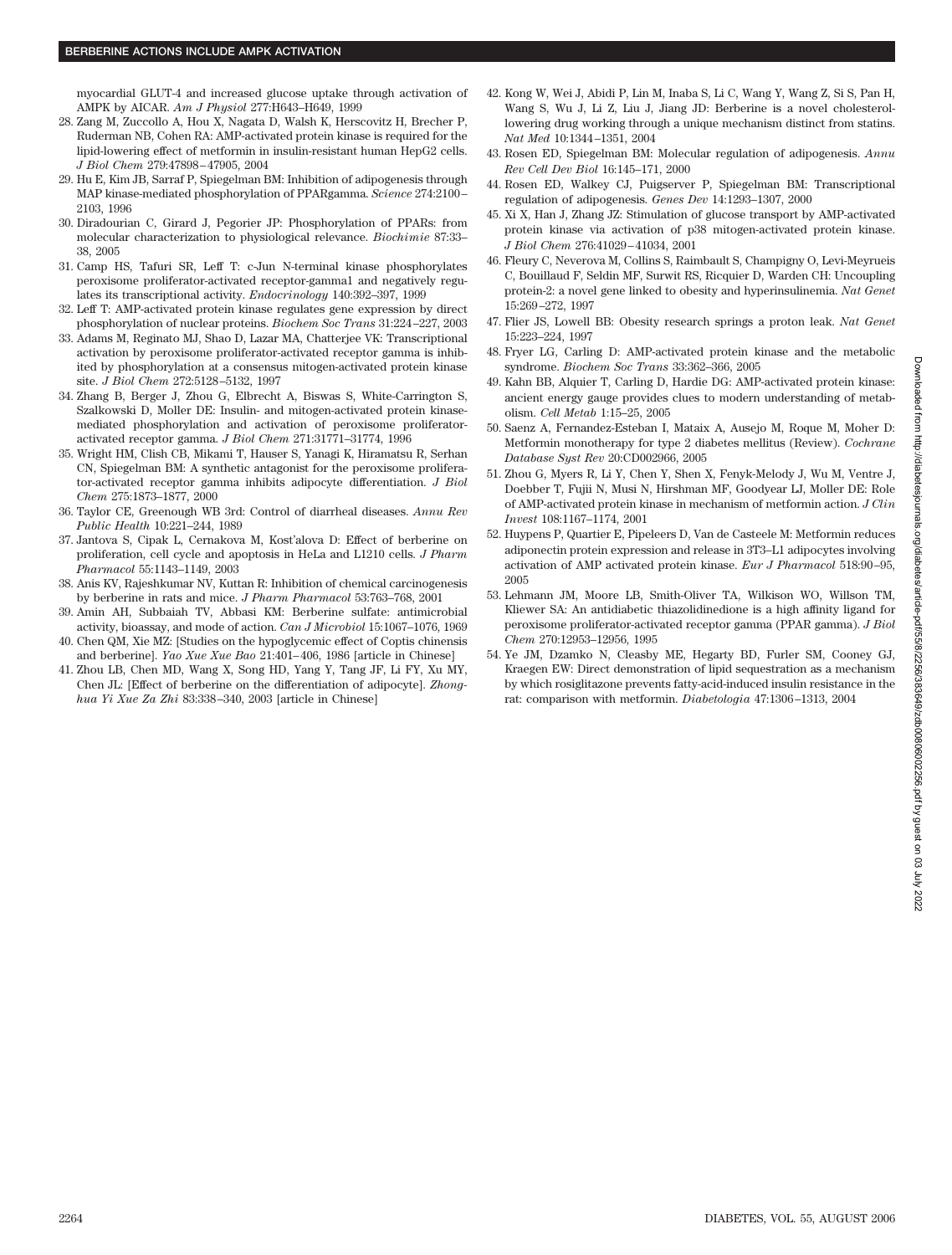myocardial GLUT-4 and increased glucose uptake through activation of AMPK by AICAR. *Am J Physiol* 277:H643–H649, 1999

28. Zang M, Zuccollo A, Hou X, Nagata D, Walsh K, Herscovitz H, Brecher P, Ruderman NB, Cohen RA: AMP-activated protein kinase is required for the lipid-lowering effect of metformin in insulin-resistant human HepG2 cells. *J Biol Chem* 279:47898–47905, 2004
29. Hu E, Kim JB, Sarraf P, Spiegelman BM: Inhibition of adipogenesis through MAP kinase-mediated phosphorylation of PPARgamma. *Science* 274:2100–2103, 1996
30. Diradourian C, Girard J, Pegorier JP: Phosphorylation of PPARs: from molecular characterization to physiological relevance. *Biochimie* 87:33–38, 2005
31. Camp HS, Tafuri SR, Leff T: c-Jun N-terminal kinase phosphorylates peroxisome proliferator-activated receptor-gamma1 and negatively regulates its transcriptional activity. *Endocrinology* 140:392–397, 1999
32. Leff T: AMP-activated protein kinase regulates gene expression by direct phosphorylation of nuclear proteins. *Biochem Soc Trans* 31:224–227, 2003
33. Adams M, Reginato MJ, Shao D, Lazar MA, Chatterjee VK: Transcriptional activation by peroxisome proliferator-activated receptor gamma is inhibited by phosphorylation at a consensus mitogen-activated protein kinase site. *J Biol Chem* 272:5128–5132, 1997
34. Zhang B, Berger J, Zhou G, Elbrecht A, Biswas S, White-Carrington S, Szalkowski D, Moller DE: Insulin- and mitogen-activated protein kinase-mediated phosphorylation and activation of peroxisome proliferator-activated receptor gamma. *J Biol Chem* 271:31771–31774, 1996
35. Wright HM, Clish CB, Mikami T, Hauser S, Yanagi K, Hiramatsu R, Serhan CN, Spiegelman BM: A synthetic antagonist for the peroxisome proliferator-activated receptor gamma inhibits adipocyte differentiation. *J Biol Chem* 275:1873–1877, 2000
36. Taylor CE, Greenough WB 3rd: Control of diarrheal diseases. *Annu Rev Public Health* 10:221–244, 1989
37. Jantova S, Cipak L, Cernakova M, Kost'alova D: Effect of berberine on proliferation, cell cycle and apoptosis in HeLa and L1210 cells. *J Pharm Pharmacol* 55:1143–1149, 2003
38. Anis KV, Rajeshkumar NV, Kuttan R: Inhibition of chemical carcinogenesis by berberine in rats and mice. *J Pharm Pharmacol* 53:763–768, 2001
39. Amin AH, Subbaiah TV, Abbasi KM: Berberine sulfate: antimicrobial activity, bioassay, and mode of action. *Can J Microbiol* 15:1067–1076, 1969
40. Chen QM, Xie MZ: [Studies on the hypoglycemic effect of Coptis chinensis and berberine]. *Yao Xue Xue Bao* 21:401–406, 1986 [article in Chinese]
41. Zhou LB, Chen MD, Wang X, Song HD, Yang Y, Tang JF, Li FY, Xu MY, Chen JL: [Effect of berberine on the differentiation of adipocyte]. *Zhonghua Yi Xue Za Zhi* 83:338–340, 2003 [article in Chinese]
42. Kong W, Wei J, Abidi P, Lin M, Inaba S, Li C, Wang Y, Wang Z, Si S, Pan H, Wang S, Wu J, Li Z, Liu J, Jiang JD: Berberine is a novel cholesterol-lowering drug working through a unique mechanism distinct from statins. *Nat Med* 10:1344–1351, 2004
43. Rosen ED, Spiegelman BM: Molecular regulation of adipogenesis. *Annu Rev Cell Dev Biol* 16:145–171, 2000
44. Rosen ED, Walkey CJ, Puigserver P, Spiegelman BM: Transcriptional regulation of adipogenesis. *Genes Dev* 14:1293–1307, 2000
45. Xi X, Han J, Zhang JZ: Stimulation of glucose transport by AMP-activated protein kinase via activation of p38 mitogen-activated protein kinase. *J Biol Chem* 276:41029–41034, 2001
46. Fleury C, Neverova M, Collins S, Raimbault S, Champigny O, Levi-Meyrueis C, Bouillaud F, Seldin MF, Surwit RS, Ricquier D, Warden CH: Uncoupling protein-2: a novel gene linked to obesity and hyperinsulinemia. *Nat Genet* 15:269–272, 1997
47. Flier JS, Lowell BB: Obesity research springs a proton leak. *Nat Genet* 15:223–224, 1997
48. Fryer LG, Carling D: AMP-activated protein kinase and the metabolic syndrome. *Biochem Soc Trans* 33:362–366, 2005
49. Kahn BB, Alquier T, Carling D, Hardie DG: AMP-activated protein kinase: ancient energy gauge provides clues to modern understanding of metabolism. *Cell Metab* 1:15–25, 2005
50. Saenz A, Fernandez-Esteban I, Mataix A, Ausejo M, Roque M, Moher D: Metformin monotherapy for type 2 diabetes mellitus (Review). *Cochrane Database Syst Rev* 20:CD002966, 2005
51. Zhou G, Myers R, Li Y, Chen Y, Shen X, Fenyk-Melody J, Wu M, Ventre J, Doebber T, Fujii N, Musi N, Hirshman MF, Goodyear LJ, Moller DE: Role of AMP-activated protein kinase in mechanism of metformin action. *J Clin Invest* 108:1167–1174, 2001
52. Huypens P, Quartier E, Pipeleers D, Van de Casteele M: Metformin reduces adiponectin protein expression and release in 3T3–L1 adipocytes involving activation of AMP activated protein kinase. *Eur J Pharmacol* 518:90–95, 2005
53. Lehmann JM, Moore LB, Smith-Oliver TA, Wilkison WO, Willson TM, Kliewer SA: An antidiabetic thiazolidinedione is a high affinity ligand for peroxisome proliferator-activated receptor gamma (PPAR gamma). *J Biol Chem* 270:12953–12956, 1995
54. Ye JM, Dzamko N, Cleasby ME, Hegarty BD, Furler SM, Cooney GJ, Kraegen EW: Direct demonstration of lipid sequestration as a mechanism by which rosiglitazone prevents fatty-acid-induced insulin resistance in the rat: comparison with metformin. *Diabetologia* 47:1306–1313, 2004